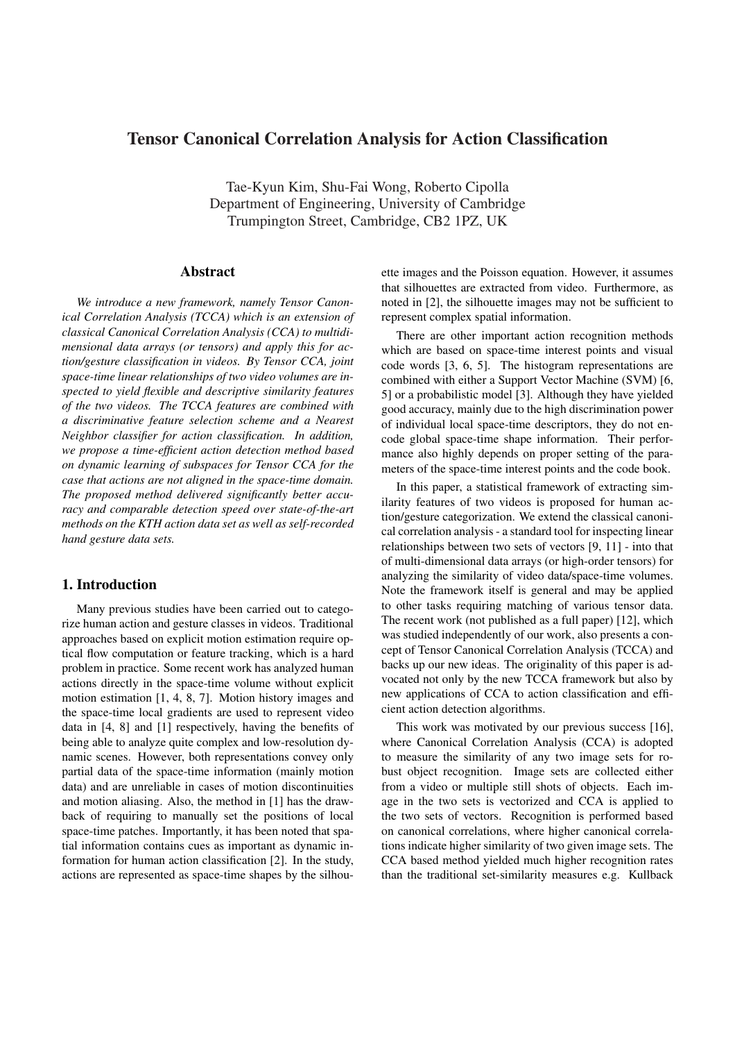# Tensor Canonical Correlation Analysis for Action Classification

Tae-Kyun Kim, Shu-Fai Wong, Roberto Cipolla
Department of Engineering, University of Cambridge
Trumpington Street, Cambridge, CB2 1PZ, UK

## Abstract

*We introduce a new framework, namely Tensor Canonical Correlation Analysis (TCCA) which is an extension of classical Canonical Correlation Analysis (CCA) to multidimensional data arrays (or tensors) and apply this for action/gesture classification in videos. By Tensor CCA, joint space-time linear relationships of two video volumes are inspected to yield flexible and descriptive similarity features of the two videos. The TCCA features are combined with a discriminative feature selection scheme and a Nearest Neighbor classifier for action classification. In addition, we propose a time-efficient action detection method based on dynamic learning of subspaces for Tensor CCA for the case that actions are not aligned in the space-time domain. The proposed method delivered significantly better accuracy and comparable detection speed over state-of-the-art methods on the KTH action data set as well as self-recorded hand gesture data sets.*

## 1. Introduction

Many previous studies have been carried out to categorize human action and gesture classes in videos. Traditional approaches based on explicit motion estimation require optical flow computation or feature tracking, which is a hard problem in practice. Some recent work has analyzed human actions directly in the space-time volume without explicit motion estimation [1, 4, 8, 7]. Motion history images and the space-time local gradients are used to represent video data in [4, 8] and [1] respectively, having the benefits of being able to analyze quite complex and low-resolution dynamic scenes. However, both representations convey only partial data of the space-time information (mainly motion data) and are unreliable in cases of motion discontinuities and motion aliasing. Also, the method in [1] has the drawback of requiring to manually set the positions of local space-time patches. Importantly, it has been noted that spatial information contains cues as important as dynamic information for human action classification [2]. In the study, actions are represented as space-time shapes by the silhouette images and the Poisson equation. However, it assumes that silhouettes are extracted from video. Furthermore, as noted in [2], the silhouette images may not be sufficient to represent complex spatial information.

There are other important action recognition methods which are based on space-time interest points and visual code words [3, 6, 5]. The histogram representations are combined with either a Support Vector Machine (SVM) [6, 5] or a probabilistic model [3]. Although they have yielded good accuracy, mainly due to the high discrimination power of individual local space-time descriptors, they do not encode global space-time shape information. Their performance also highly depends on proper setting of the parameters of the space-time interest points and the code book.

In this paper, a statistical framework of extracting similarity features of two videos is proposed for human action/gesture categorization. We extend the classical canonical correlation analysis - a standard tool for inspecting linear relationships between two sets of vectors [9, 11] - into that of multi-dimensional data arrays (or high-order tensors) for analyzing the similarity of video data/space-time volumes. Note the framework itself is general and may be applied to other tasks requiring matching of various tensor data. The recent work (not published as a full paper) [12], which was studied independently of our work, also presents a concept of Tensor Canonical Correlation Analysis (TCCA) and backs up our new ideas. The originality of this paper is advocated not only by the new TCCA framework but also by new applications of CCA to action classification and efficient action detection algorithms.

This work was motivated by our previous success [16], where Canonical Correlation Analysis (CCA) is adopted to measure the similarity of any two image sets for robust object recognition. Image sets are collected either from a video or multiple still shots of objects. Each image in the two sets is vectorized and CCA is applied to the two sets of vectors. Recognition is performed based on canonical correlations, where higher canonical correlations indicate higher similarity of two given image sets. The CCA based method yielded much higher recognition rates than the traditional set-similarity measures e.g. Kullback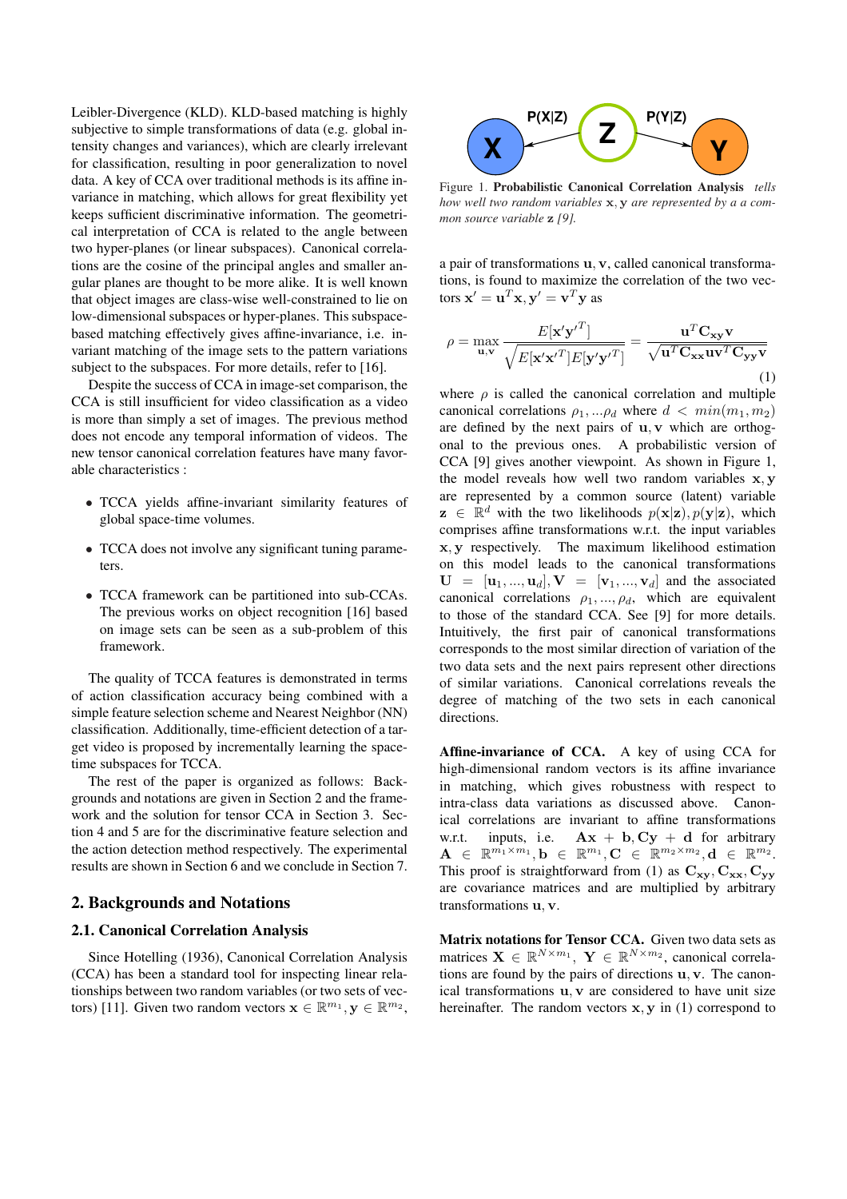Leibler-Divergence (KLD). KLD-based matching is highly subjective to simple transformations of data (e.g. global intensity changes and variances), which are clearly irrelevant for classification, resulting in poor generalization to novel data. A key of CCA over traditional methods is its affine invariance in matching, which allows for great flexibility yet keeps sufficient discriminative information. The geometrical interpretation of CCA is related to the angle between two hyper-planes (or linear subspaces). Canonical correlations are the cosine of the principal angles and smaller angular planes are thought to be more alike. It is well known that object images are class-wise well-constrained to lie on low-dimensional subspaces or hyper-planes. This subspace-based matching effectively gives affine-invariance, i.e. invariant matching of the image sets to the pattern variations subject to the subspaces. For more details, refer to [16].

Despite the success of CCA in image-set comparison, the CCA is still insufficient for video classification as a video is more than simply a set of images. The previous method does not encode any temporal information of videos. The new tensor canonical correlation features have many favorable characteristics :

- TCCA yields affine-invariant similarity features of global space-time volumes.
- TCCA does not involve any significant tuning parameters.
- TCCA framework can be partitioned into sub-CCAs. The previous works on object recognition [16] based on image sets can be seen as a sub-problem of this framework.

The quality of TCCA features is demonstrated in terms of action classification accuracy being combined with a simple feature selection scheme and Nearest Neighbor (NN) classification. Additionally, time-efficient detection of a target video is proposed by incrementally learning the space-time subspaces for TCCA.

The rest of the paper is organized as follows: Backgrounds and notations are given in Section 2 and the framework and the solution for tensor CCA in Section 3. Section 4 and 5 are for the discriminative feature selection and the action detection method respectively. The experimental results are shown in Section 6 and we conclude in Section 7.

## 2. Backgrounds and Notations

### 2.1. Canonical Correlation Analysis

Since Hotelling (1936), Canonical Correlation Analysis (CCA) has been a standard tool for inspecting linear relationships between two random variables (or two sets of vectors) [11]. Given two random vectors $\mathbf{x} \in \mathbb{R}^{m_1}, \mathbf{y} \in \mathbb{R}^{m_2}$, a pair of transformations $\mathbf{u}, \mathbf{v}$, called canonical transformations, is found to maximize the correlation of the two vectors $\mathbf{x}' = \mathbf{u}^T\mathbf{x}, \mathbf{y}' = \mathbf{v}^T\mathbf{y}$ as

$$\rho = \max_{\mathbf{u},\mathbf{v}} \frac{E[\mathbf{x}'\mathbf{y}'^T]}{\sqrt{E[\mathbf{x}'\mathbf{x}'^T]E[\mathbf{y}'\mathbf{y}'^T]}} = \frac{\mathbf{u}^T\mathbf{C_{xy}}\mathbf{v}}{\sqrt{\mathbf{u}^T\mathbf{C_{xx}}\mathbf{u}\mathbf{v}^T\mathbf{C_{yy}}\mathbf{v}}} \tag{1}$$

where $\rho$ is called the canonical correlation and multiple canonical correlations $\rho_1, ...\rho_d$ where $d < min(m_1, m_2)$ are defined by the next pairs of $\mathbf{u}, \mathbf{v}$ which are orthogonal to the previous ones. A probabilistic version of CCA [9] gives another viewpoint. As shown in Figure 1, the model reveals how well two random variables $\mathbf{x}, \mathbf{y}$ are represented by a common source (latent) variable $\mathbf{z} \in \mathbb{R}^d$ with the two likelihoods $p(\mathbf{x}|\mathbf{z}), p(\mathbf{y}|\mathbf{z})$, which comprises affine transformations w.r.t. the input variables $\mathbf{x}, \mathbf{y}$ respectively. The maximum likelihood estimation on this model leads to the canonical transformations $\mathbf{U} = [\mathbf{u}_1, ..., \mathbf{u}_d], \mathbf{V} = [\mathbf{v}_1, ..., \mathbf{v}_d]$ and the associated canonical correlations $\rho_1, ..., \rho_d$, which are equivalent to those of the standard CCA. See [9] for more details. Intuitively, the first pair of canonical transformations corresponds to the most similar direction of variation of the two data sets and the next pairs represent other directions of similar variations. Canonical correlations reveals the degree of matching of the two sets in each canonical directions.

Figure 1. **Probabilistic Canonical Correlation Analysis** *tells how well two random variables $\mathbf{x}, \mathbf{y}$ are represented by a a common source variable $\mathbf{z}$ [9].*

**Affine-invariance of CCA.** A key of using CCA for high-dimensional random vectors is its affine invariance in matching, which gives robustness with respect to intra-class data variations as discussed above. Canonical correlations are invariant to affine transformations w.r.t. inputs, i.e. $\mathbf{Ax} + \mathbf{b}, \mathbf{Cy} + \mathbf{d}$ for arbitrary $\mathbf{A} \in \mathbb{R}^{m_1 \times m_1}, \mathbf{b} \in \mathbb{R}^{m_1}, \mathbf{C} \in \mathbb{R}^{m_2 \times m_2}, \mathbf{d} \in \mathbb{R}^{m_2}$. This proof is straightforward from (1) as $\mathbf{C_{xy}}, \mathbf{C_{xx}}, \mathbf{C_{yy}}$ are covariance matrices and are multiplied by arbitrary transformations $\mathbf{u}, \mathbf{v}$.

**Matrix notations for Tensor CCA.** Given two data sets as matrices $\mathbf{X} \in \mathbb{R}^{N \times m_1}$, $\mathbf{Y} \in \mathbb{R}^{N \times m_2}$, canonical correlations are found by the pairs of directions $\mathbf{u}, \mathbf{v}$. The canonical transformations $\mathbf{u}, \mathbf{v}$ are considered to have unit size hereinafter. The random vectors $\mathbf{x}, \mathbf{y}$ in (1) correspond to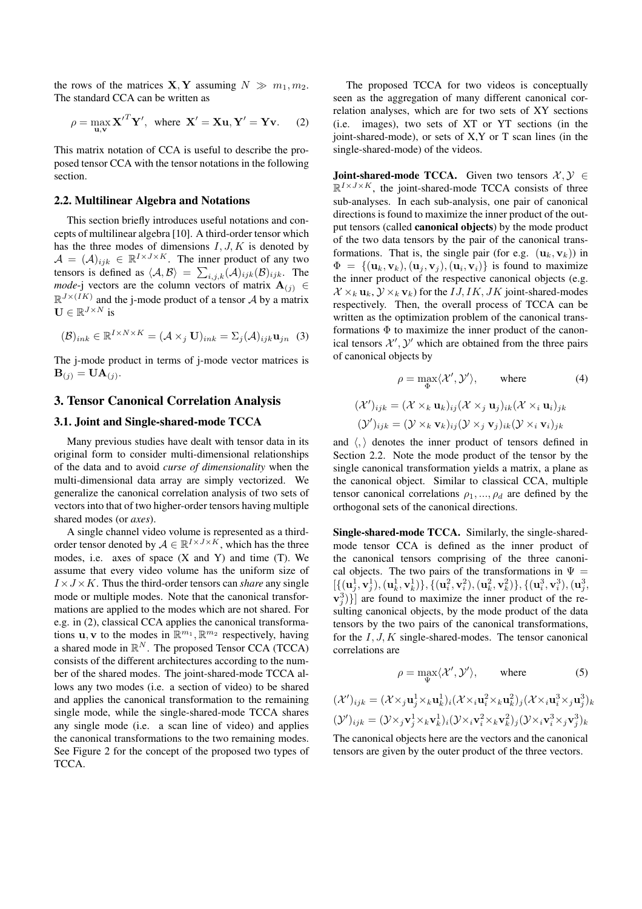the rows of the matrices $\mathbf{X}, \mathbf{Y}$ assuming $N \gg m_1, m_2$. The standard CCA can be written as

$$\rho = \max_{\mathbf{u},\mathbf{v}} \mathbf{X'}^T \mathbf{Y'}, \text{ where } \mathbf{X'} = \mathbf{X}\mathbf{u}, \mathbf{Y'} = \mathbf{Y}\mathbf{v}. \quad (2)$$

This matrix notation of CCA is useful to describe the proposed tensor CCA with the tensor notations in the following section.

### 2.2. Multilinear Algebra and Notations

This section briefly introduces useful notations and concepts of multilinear algebra [10]. A third-order tensor which has the three modes of dimensions $I, J, K$ is denoted by $\mathcal{A} = (\mathcal{A})_{ijk} \in \mathbb{R}^{I \times J \times K}$. The inner product of any two tensors is defined as $\langle \mathcal{A}, \mathcal{B} \rangle = \sum_{i,j,k} (\mathcal{A})_{ijk} (\mathcal{B})_{ijk}$. The *mode*-j vectors are the column vectors of matrix $\mathbf{A}_{(j)} \in \mathbb{R}^{J \times (IK)}$ and the j-mode product of a tensor $\mathcal{A}$ by a matrix $\mathbf{U} \in \mathbb{R}^{J \times N}$ is

$$(\mathcal{B})_{ink} \in \mathbb{R}^{I \times N \times K} = (\mathcal{A} \times_j \mathbf{U})_{ink} = \Sigma_j (\mathcal{A})_{ijk} \mathbf{u}_{jn} \quad (3)$$

The j-mode product in terms of j-mode vector matrices is $\mathbf{B}_{(j)} = \mathbf{U}\mathbf{A}_{(j)}$.

## 3. Tensor Canonical Correlation Analysis

### 3.1. Joint and Single-shared-mode TCCA

Many previous studies have dealt with tensor data in its original form to consider multi-dimensional relationships of the data and to avoid *curse of dimensionality* when the multi-dimensional data array are simply vectorized. We generalize the canonical correlation analysis of two sets of vectors into that of two higher-order tensors having multiple shared modes (or *axes*).

A single channel video volume is represented as a third-order tensor denoted by $\mathcal{A} \in \mathbb{R}^{I \times J \times K}$, which has the three modes, i.e. axes of space (X and Y) and time (T). We assume that every video volume has the uniform size of $I \times J \times K$. Thus the third-order tensors can *share* any single mode or multiple modes. Note that the canonical transformations are applied to the modes which are not shared. For e.g. in (2), classical CCA applies the canonical transformations $\mathbf{u}, \mathbf{v}$ to the modes in $\mathbb{R}^{m_1}, \mathbb{R}^{m_2}$ respectively, having a shared mode in $\mathbb{R}^N$. The proposed Tensor CCA (TCCA) consists of the different architectures according to the number of the shared modes. The joint-shared-mode TCCA allows any two modes (i.e. a section of video) to be shared and applies the canonical transformation to the remaining single mode, while the single-shared-mode TCCA shares any single mode (i.e. a scan line of video) and applies the canonical transformations to the two remaining modes. See Figure 2 for the concept of the proposed two types of TCCA.

The proposed TCCA for two videos is conceptually seen as the aggregation of many different canonical correlation analyses, which are for two sets of XY sections (i.e. images), two sets of XT or YT sections (in the joint-shared-mode), or sets of X,Y or T scan lines (in the single-shared-mode) of the videos.

**Joint-shared-mode TCCA.** Given two tensors $\mathcal{X}, \mathcal{Y} \in \mathbb{R}^{I \times J \times K}$, the joint-shared-mode TCCA consists of three sub-analyses. In each sub-analysis, one pair of canonical directions is found to maximize the inner product of the output tensors (called **canonical objects**) by the mode product of the two data tensors by the pair of the canonical transformations. That is, the single pair (for e.g. $(\mathbf{u}_k, \mathbf{v}_k)$) in $\Phi = \{(\mathbf{u}_k, \mathbf{v}_k), (\mathbf{u}_j, \mathbf{v}_j), (\mathbf{u}_i, \mathbf{v}_i)\}$ is found to maximize the inner product of the respective canonical objects (e.g. $\mathcal{X} \times_k \mathbf{u}_k, \mathcal{Y} \times_k \mathbf{v}_k$) for the $IJ, IK, JK$ joint-shared-modes respectively. Then, the overall process of TCCA can be written as the optimization problem of the canonical transformations $\Phi$ to maximize the inner product of the canonical tensors $\mathcal{X}', \mathcal{Y}'$ which are obtained from the three pairs of canonical objects by

$$\rho = \max_{\Phi} \langle \mathcal{X}', \mathcal{Y}' \rangle, \qquad \text{where} \qquad (4)$$

$$(\mathcal{X}')_{ijk} = (\mathcal{X} \times_k \mathbf{u}_k)_{ij} (\mathcal{X} \times_j \mathbf{u}_j)_{ik} (\mathcal{X} \times_i \mathbf{u}_i)_{jk}$$
$$(\mathcal{Y}')_{ijk} = (\mathcal{Y} \times_k \mathbf{v}_k)_{ij} (\mathcal{Y} \times_j \mathbf{v}_j)_{ik} (\mathcal{Y} \times_i \mathbf{v}_i)_{jk}$$

and $\langle , \rangle$ denotes the inner product of tensors defined in Section 2.2. Note the mode product of the tensor by the single canonical transformation yields a matrix, a plane as the canonical object. Similar to classical CCA, multiple tensor canonical correlations $\rho_1, ..., \rho_d$ are defined by the orthogonal sets of the canonical directions.

**Single-shared-mode TCCA.** Similarly, the single-shared-mode tensor CCA is defined as the inner product of the canonical tensors comprising of the three canonical objects. The two pairs of the transformations in $\Psi = [\{(\mathbf{u}_j^1, \mathbf{v}_j^1), (\mathbf{u}_k^1, \mathbf{v}_k^1)\}, \{(\mathbf{u}_i^2, \mathbf{v}_i^2), (\mathbf{u}_k^2, \mathbf{v}_k^2)\}, \{(\mathbf{u}_i^3, \mathbf{v}_i^3), (\mathbf{u}_j^3, \mathbf{v}_j^3)\}]$ are found to maximize the inner product of the resulting canonical objects, by the mode product of the data tensors by the two pairs of the canonical transformations, for the $I, J, K$ single-shared-modes. The tensor canonical correlations are

$$\rho = \max_{\Psi} \langle \mathcal{X}', \mathcal{Y}' \rangle, \qquad \text{where} \qquad (5)$$

$$(\mathcal{X}')_{ijk} = (\mathcal{X} \times_j \mathbf{u}_j^1 \times_k \mathbf{u}_k^1)_i (\mathcal{X} \times_i \mathbf{u}_i^2 \times_k \mathbf{u}_k^2)_j (\mathcal{X} \times_i \mathbf{u}_i^3 \times_j \mathbf{u}_j^3)_k$$
$$(\mathcal{Y}')_{ijk} = (\mathcal{Y} \times_j \mathbf{v}_j^1 \times_k \mathbf{v}_k^1)_i (\mathcal{Y} \times_i \mathbf{v}_i^2 \times_k \mathbf{v}_k^2)_j (\mathcal{Y} \times_i \mathbf{v}_i^3 \times_j \mathbf{v}_j^3)_k$$

The canonical objects here are the vectors and the canonical tensors are given by the outer product of the three vectors.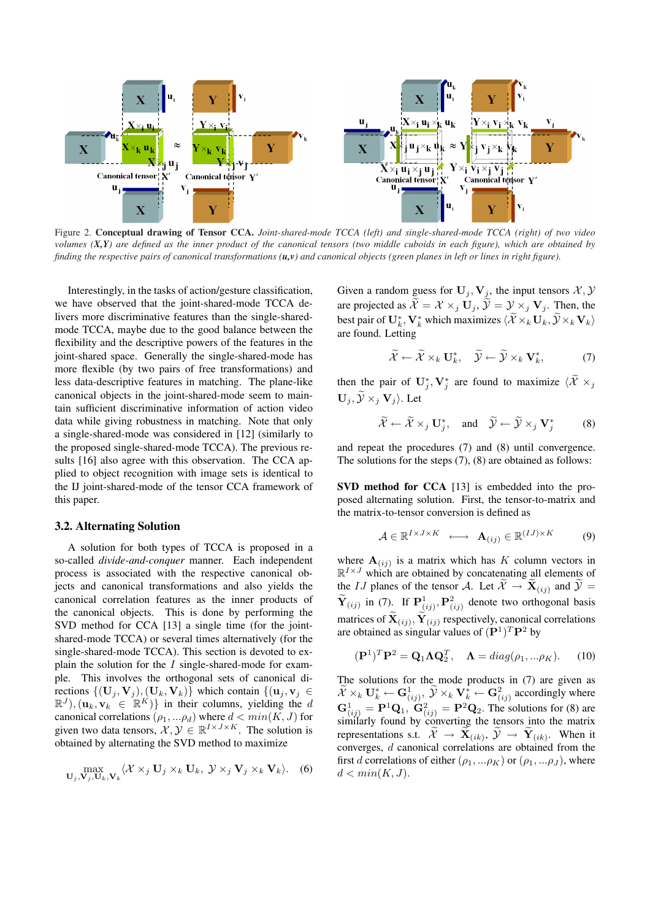Figure 2. **Conceptual drawing of Tensor CCA.** *Joint-shared-mode TCCA (left) and single-shared-mode TCCA (right) of two video volumes (X,Y) are defined as the inner product of the canonical tensors (two middle cuboids in each figure), which are obtained by finding the respective pairs of canonical transformations (u,v) and canonical objects (green planes in left or lines in right figure).*

Interestingly, in the tasks of action/gesture classification, we have observed that the joint-shared-mode TCCA delivers more discriminative features than the single-shared-mode TCCA, maybe due to the good balance between the flexibility and the descriptive powers of the features in the joint-shared space. Generally the single-shared-mode has more flexible (by two pairs of free transformations) and less data-descriptive features in matching. The plane-like canonical objects in the joint-shared-mode seem to maintain sufficient discriminative information of action video data while giving robustness in matching. Note that only a single-shared-mode was considered in [12] (similarly to the proposed single-shared-mode TCCA). The previous results [16] also agree with this observation. The CCA applied to object recognition with image sets is identical to the IJ joint-shared-mode of the tensor CCA framework of this paper.

### 3.2. Alternating Solution

A solution for both types of TCCA is proposed in a so-called *divide-and-conquer* manner. Each independent process is associated with the respective canonical objects and canonical transformations and also yields the canonical correlation features as the inner products of the canonical objects. This is done by performing the SVD method for CCA [13] a single time (for the joint-shared-mode TCCA) or several times alternatively (for the single-shared-mode TCCA). This section is devoted to explain the solution for the $I$ single-shared-mode for example. This involves the orthogonal sets of canonical directions $\{(\mathbf{U}_j, \mathbf{V}_j), (\mathbf{U}_k, \mathbf{V}_k)\}$ which contain $\{(\mathbf{u}_j, \mathbf{v}_j \in \mathbb{R}^J), (\mathbf{u}_k, \mathbf{v}_k \in \mathbb{R}^K)\}$ in their columns, yielding the $d$ canonical correlations $(\rho_1, ...\rho_d)$ where $d < min(K, J)$ for given two data tensors, $\mathcal{X}, \mathcal{Y} \in \mathbb{R}^{I \times J \times K}$. The solution is obtained by alternating the SVD method to maximize

$$\max_{\mathbf{U}_j, \mathbf{V}_j, \mathbf{U}_k, \mathbf{V}_k} \langle \mathcal{X} \times_j \mathbf{U}_j \times_k \mathbf{U}_k, \; \mathcal{Y} \times_j \mathbf{V}_j \times_k \mathbf{V}_k \rangle. \quad (6)$$

Given a random guess for $\mathbf{U}_j, \mathbf{V}_j$, the input tensors $\mathcal{X}, \mathcal{Y}$ are projected as $\widetilde{\mathcal{X}} = \mathcal{X} \times_j \mathbf{U}_j, \widetilde{\mathcal{Y}} = \mathcal{Y} \times_j \mathbf{V}_j$. Then, the best pair of $\mathbf{U}_k^*, \mathbf{V}_k^*$ which maximizes $\langle \widetilde{\mathcal{X}} \times_k \mathbf{U}_k, \widetilde{\mathcal{Y}} \times_k \mathbf{V}_k \rangle$ are found. Letting

$$\widetilde{\mathcal{X}} \leftarrow \widetilde{\mathcal{X}} \times_k \mathbf{U}_k^*, \quad \widetilde{\mathcal{Y}} \leftarrow \widetilde{\mathcal{Y}} \times_k \mathbf{V}_k^*, \quad (7)$$

then the pair of $\mathbf{U}_j^*, \mathbf{V}_j^*$ are found to maximize $\langle \widetilde{\mathcal{X}} \times_j \mathbf{U}_j, \widetilde{\mathcal{Y}} \times_j \mathbf{V}_j \rangle$. Let

$$\widetilde{\mathcal{X}} \leftarrow \widetilde{\mathcal{X}} \times_j \mathbf{U}_j^*, \quad \text{and} \quad \widetilde{\mathcal{Y}} \leftarrow \widetilde{\mathcal{Y}} \times_j \mathbf{V}_j^* \quad (8)$$

and repeat the procedures (7) and (8) until convergence. The solutions for the steps (7), (8) are obtained as follows:

**SVD method for CCA** [13] is embedded into the proposed alternating solution. First, the tensor-to-matrix and the matrix-to-tensor conversion is defined as

$$\mathcal{A} \in \mathbb{R}^{I \times J \times K} \quad \longleftrightarrow \quad \mathbf{A}_{(ij)} \in \mathbb{R}^{(IJ) \times K} \quad (9)$$

where $\mathbf{A}_{(ij)}$ is a matrix which has $K$ column vectors in $\mathbb{R}^{I \times J}$ which are obtained by concatenating all elements of the $IJ$ planes of the tensor $\mathcal{A}$. Let $\widetilde{\mathcal{X}} \rightarrow \widetilde{\mathbf{X}}_{(ij)}$ and $\widetilde{\mathcal{Y}} = \widetilde{\mathbf{Y}}_{(ij)}$ in (7). If $\mathbf{P}^1_{(ij)}, \mathbf{P}^2_{(ij)}$ denote two orthogonal basis matrices of $\widetilde{\mathbf{X}}_{(ij)}, \widetilde{\mathbf{Y}}_{(ij)}$ respectively, canonical correlations are obtained as singular values of $(\mathbf{P}^1)^T \mathbf{P}^2$ by

$$(\mathbf{P}^1)^T \mathbf{P}^2 = \mathbf{Q}_1 \mathbf{\Lambda} \mathbf{Q}_2^T, \quad \mathbf{\Lambda} = diag(\rho_1, ...\rho_K). \quad (10)$$

The solutions for the mode products in (7) are given as $\widetilde{\mathcal{X}} \times_k \mathbf{U}_k^* \leftarrow \mathbf{G}^1_{(ij)}$, $\widetilde{\mathcal{Y}} \times_k \mathbf{V}_k^* \leftarrow \mathbf{G}^2_{(ij)}$ accordingly where $\mathbf{G}^1_{(ij)} = \mathbf{P}^1 \mathbf{Q}_1$, $\mathbf{G}^2_{(ij)} = \mathbf{P}^2 \mathbf{Q}_2$. The solutions for (8) are similarly found by converting the tensors into the matrix representations s.t. $\widetilde{\mathcal{X}} \rightarrow \widetilde{\mathbf{X}}_{(ik)}$, $\widetilde{\mathcal{Y}} \rightarrow \widetilde{\mathbf{Y}}_{(ik)}$. When it converges, $d$ canonical correlations are obtained from the first $d$ correlations of either $(\rho_1, ...\rho_K)$ or $(\rho_1, ...\rho_J)$, where $d < min(K, J)$.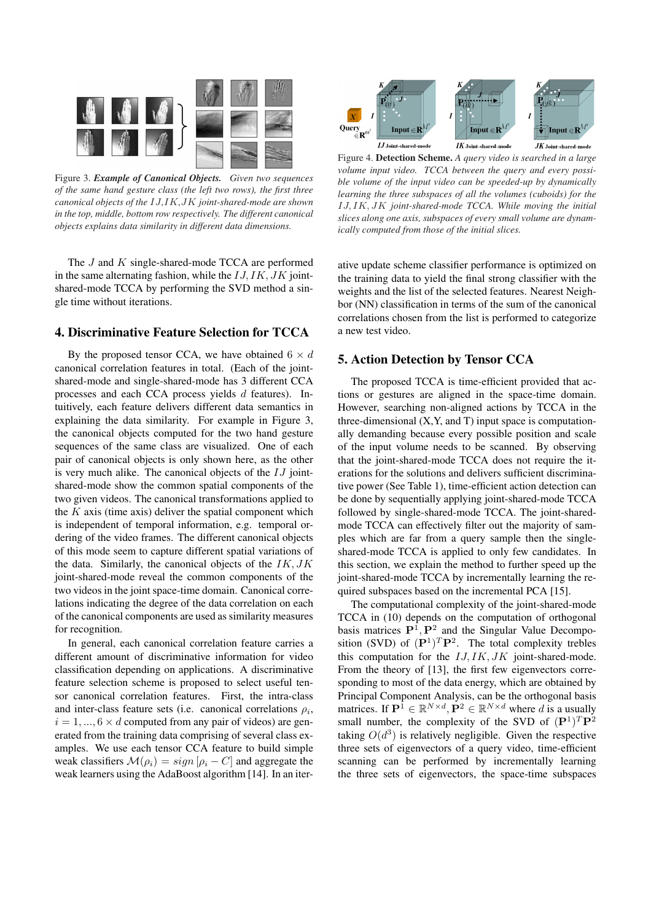Figure 3. ***Example of Canonical Objects.*** *Given two sequences of the same hand gesture class (the left two rows), the first three canonical objects of the $IJ, IK, JK$ joint-shared-mode are shown in the top, middle, bottom row respectively. The different canonical objects explains data similarity in different data dimensions.*

The $J$ and $K$ single-shared-mode TCCA are performed in the same alternating fashion, while the $IJ, IK, JK$ joint-shared-mode TCCA by performing the SVD method a single time without iterations.

## 4. Discriminative Feature Selection for TCCA

By the proposed tensor CCA, we have obtained $6 \times d$ canonical correlation features in total. (Each of the joint-shared-mode and single-shared-mode has 3 different CCA processes and each CCA process yields $d$ features). Intuitively, each feature delivers different data semantics in explaining the data similarity. For example in Figure 3, the canonical objects computed for the two hand gesture sequences of the same class are visualized. One of each pair of canonical objects is only shown here, as the other is very much alike. The canonical objects of the $IJ$ joint-shared-mode show the common spatial components of the two given videos. The canonical transformations applied to the $K$ axis (time axis) deliver the spatial component which is independent of temporal information, e.g. temporal ordering of the video frames. The different canonical objects of this mode seem to capture different spatial variations of the data. Similarly, the canonical objects of the $IK, JK$ joint-shared-mode reveal the common components of the two videos in the joint space-time domain. Canonical correlations indicating the degree of the data correlation on each of the canonical components are used as similarity measures for recognition.

In general, each canonical correlation feature carries a different amount of discriminative information for video classification depending on applications. A discriminative feature selection scheme is proposed to select useful tensor canonical correlation features. First, the intra-class and inter-class feature sets (i.e. canonical correlations $\rho_i$, $i = 1, ..., 6 \times d$ computed from any pair of videos) are generated from the training data comprising of several class examples. We use each tensor CCA feature to build simple weak classifiers $\mathcal{M}(\rho_i) = sign\left[\rho_i - C\right]$ and aggregate the weak learners using the AdaBoost algorithm [14]. In an iterative update scheme classifier performance is optimized on the training data to yield the final strong classifier with the weights and the list of the selected features. Nearest Neighbor (NN) classification in terms of the sum of the canonical correlations chosen from the list is performed to categorize a new test video.

Figure 4. **Detection Scheme.** *A query video is searched in a large volume input video. TCCA between the query and every possible volume of the input video can be speeded-up by dynamically learning the three subspaces of all the volumes (cuboids) for the $IJ, IK, JK$ joint-shared-mode TCCA. While moving the initial slices along one axis, subspaces of every small volume are dynamically computed from those of the initial slices.*

## 5. Action Detection by Tensor CCA

The proposed TCCA is time-efficient provided that actions or gestures are aligned in the space-time domain. However, searching non-aligned actions by TCCA in the three-dimensional (X,Y, and T) input space is computationally demanding because every possible position and scale of the input volume needs to be scanned. By observing that the joint-shared-mode TCCA does not require the iterations for the solutions and delivers sufficient discriminative power (See Table 1), time-efficient action detection can be done by sequentially applying joint-shared-mode TCCA followed by single-shared-mode TCCA. The joint-shared-mode TCCA can effectively filter out the majority of samples which are far from a query sample then the single-shared-mode TCCA is applied to only few candidates. In this section, we explain the method to further speed up the joint-shared-mode TCCA by incrementally learning the required subspaces based on the incremental PCA [15].

The computational complexity of the joint-shared-mode TCCA in (10) depends on the computation of orthogonal basis matrices $\mathbf{P}^1, \mathbf{P}^2$ and the Singular Value Decomposition (SVD) of $(\mathbf{P}^1)^T\mathbf{P}^2$. The total complexity trebles this computation for the $IJ, IK, JK$ joint-shared-mode. From the theory of [13], the first few eigenvectors corresponding to most of the data energy, which are obtained by Principal Component Analysis, can be the orthogonal basis matrices. If $\mathbf{P}^1 \in \mathbb{R}^{N\times d}, \mathbf{P}^2 \in \mathbb{R}^{N\times d}$ where $d$ is a usually small number, the complexity of the SVD of $(\mathbf{P}^1)^T\mathbf{P}^2$ taking $O(d^3)$ is relatively negligible. Given the respective three sets of eigenvectors of a query video, time-efficient scanning can be performed by incrementally learning the three sets of eigenvectors, the space-time subspaces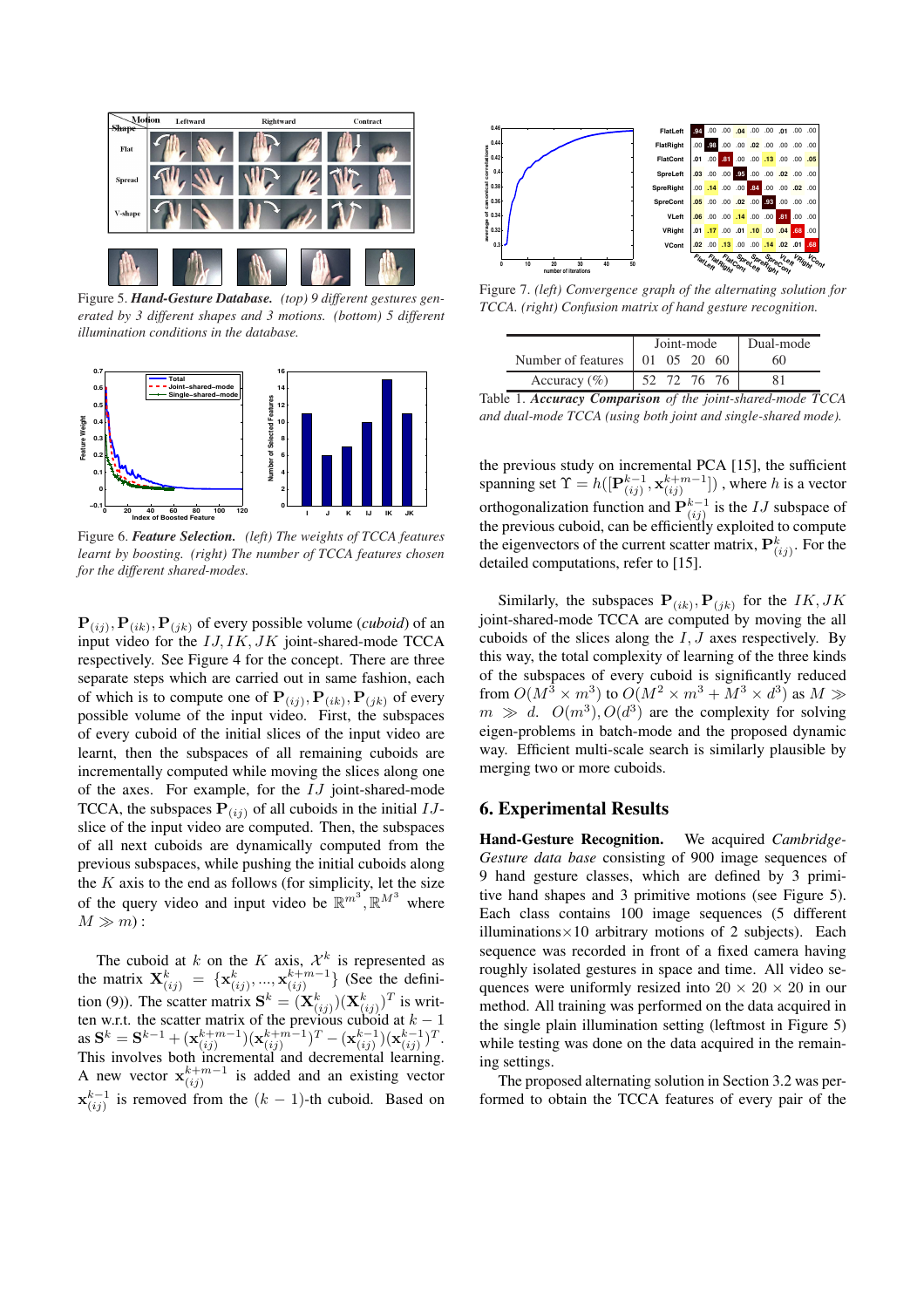Figure 5. ***Hand-Gesture Database.*** *(top) 9 different gestures generated by 3 different shapes and 3 motions. (bottom) 5 different illumination conditions in the database.*

Figure 6. ***Feature Selection.*** *(left) The weights of TCCA features learnt by boosting. (right) The number of TCCA features chosen for the different shared-modes.*

$\mathbf{P}_{(ij)}, \mathbf{P}_{(ik)}, \mathbf{P}_{(jk)}$ of every possible volume (*cuboid*) of an input video for the $IJ, IK, JK$ joint-shared-mode TCCA respectively. See Figure 4 for the concept. There are three separate steps which are carried out in same fashion, each of which is to compute one of $\mathbf{P}_{(ij)}, \mathbf{P}_{(ik)}, \mathbf{P}_{(jk)}$ of every possible volume of the input video. First, the subspaces of every cuboid of the initial slices of the input video are learnt, then the subspaces of all remaining cuboids are incrementally computed while moving the slices along one of the axes. For example, for the $IJ$ joint-shared-mode TCCA, the subspaces $\mathbf{P}_{(ij)}$ of all cuboids in the initial $IJ$-slice of the input video are computed. Then, the subspaces of all next cuboids are dynamically computed from the previous subspaces, while pushing the initial cuboids along the $K$ axis to the end as follows (for simplicity, let the size of the query video and input video be $\mathbb{R}^{m^3}, \mathbb{R}^{M^3}$ where $M \gg m$):

The cuboid at $k$ on the $K$ axis, $\mathcal{X}^k$ is represented as the matrix $\mathbf{X}^k_{(ij)} = \{\mathbf{x}^k_{(ij)}, ..., \mathbf{x}^{k+m-1}_{(ij)}\}$ (See the definition (9)). The scatter matrix $\mathbf{S}^k = (\mathbf{X}^k_{(ij)})(\mathbf{X}^k_{(ij)})^T$ is written w.r.t. the scatter matrix of the previous cuboid at $k-1$ as $\mathbf{S}^k = \mathbf{S}^{k-1} + (\mathbf{x}^{k+m-1}_{(ij)})(\mathbf{x}^{k+m-1}_{(ij)})^T - (\mathbf{x}^{k-1}_{(ij)})(\mathbf{x}^{k-1}_{(ij)})^T$. This involves both incremental and decremental learning. A new vector $\mathbf{x}^{k+m-1}_{(ij)}$ is added and an existing vector $\mathbf{x}^{k-1}_{(ij)}$ is removed from the $(k-1)$-th cuboid. Based on the previous study on incremental PCA [15], the sufficient spanning set $\Upsilon = h([\mathbf{P}^{k-1}_{(ij)}, \mathbf{x}^{k+m-1}_{(ij)}])$, where $h$ is a vector orthogonalization function and $\mathbf{P}^{k-1}_{(ij)}$ is the $IJ$ subspace of the previous cuboid, can be efficiently exploited to compute the eigenvectors of the current scatter matrix, $\mathbf{P}^k_{(ij)}$. For the detailed computations, refer to [15].

Similarly, the subspaces $\mathbf{P}_{(ik)}, \mathbf{P}_{(jk)}$ for the $IK, JK$ joint-shared-mode TCCA are computed by moving the all cuboids of the slices along the $I, J$ axes respectively. By this way, the total complexity of learning of the three kinds of the subspaces of every cuboid is significantly reduced from $O(M^3 \times m^3)$ to $O(M^2 \times m^3 + M^3 \times d^3)$ as $M \gg m \gg d$. $O(m^3), O(d^3)$ are the complexity for solving eigen-problems in batch-mode and the proposed dynamic way. Efficient multi-scale search is similarly plausible by merging two or more cuboids.

Figure 7. *(left) Convergence graph of the alternating solution for TCCA. (right) Confusion matrix of hand gesture recognition.*

| Number of features | Joint-mode | | | | Dual-mode |
|---|---|---|---|---|---|
| | 01 | 05 | 20 | 60 | 60 |
| Accuracy (%) | 52 | 72 | 76 | 76 | 81 |

Table 1. ***Accuracy Comparison*** *of the joint-shared-mode TCCA and dual-mode TCCA (using both joint and single-shared mode).*

## 6. Experimental Results

**Hand-Gesture Recognition.** We acquired *Cambridge-Gesture data base* consisting of 900 image sequences of 9 hand gesture classes, which are defined by 3 primitive hand shapes and 3 primitive motions (see Figure 5). Each class contains 100 image sequences (5 different illuminations×10 arbitrary motions of 2 subjects). Each sequence was recorded in front of a fixed camera having roughly isolated gestures in space and time. All video sequences were uniformly resized into $20 \times 20 \times 20$ in our method. All training was performed on the data acquired in the single plain illumination setting (leftmost in Figure 5) while testing was done on the data acquired in the remaining settings.

The proposed alternating solution in Section 3.2 was performed to obtain the TCCA features of every pair of the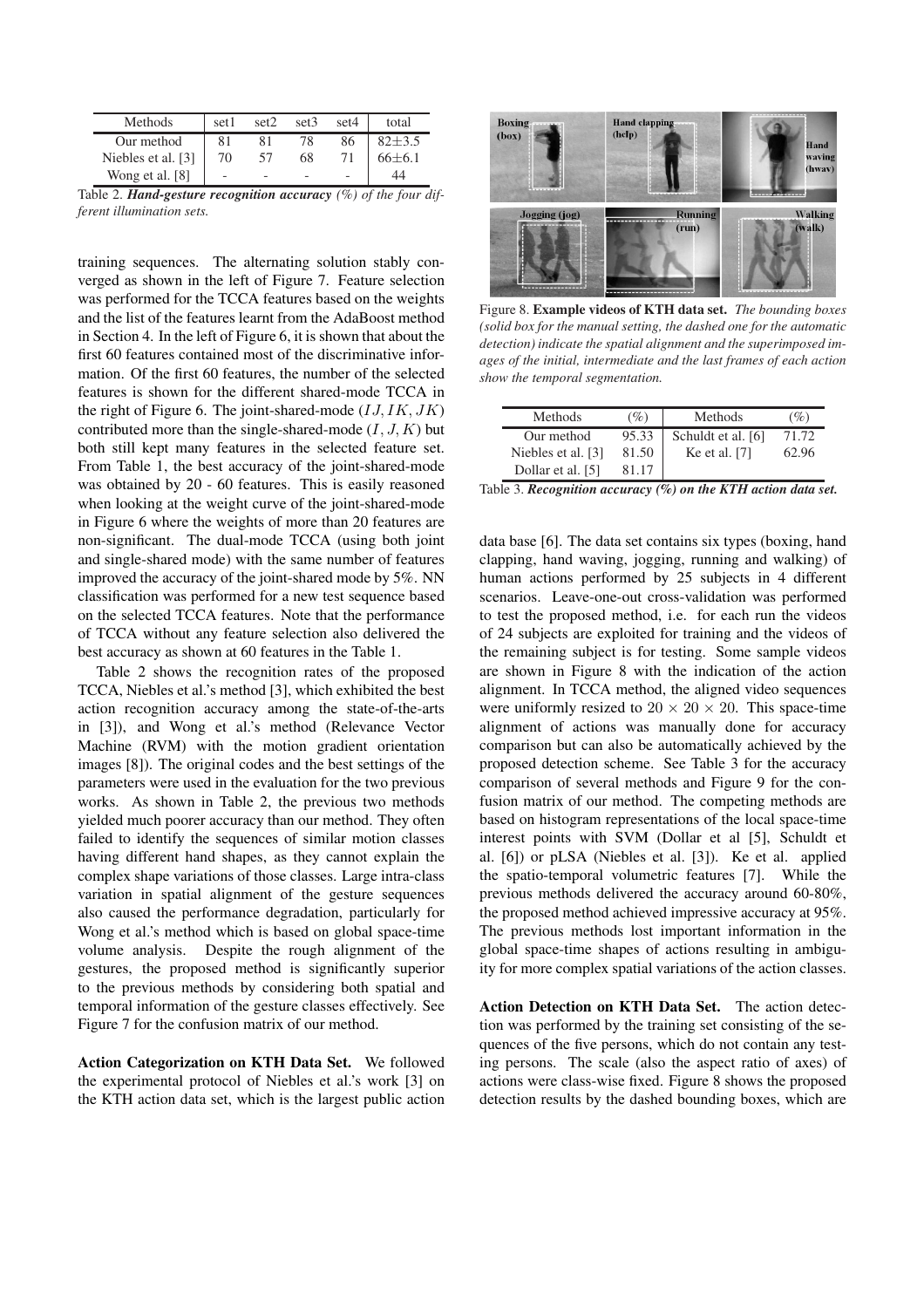| Methods | set1 | set2 | set3 | set4 | total |
|---|---|---|---|---|---|
| Our method | 81 | 81 | 78 | 86 | 82±3.5 |
| Niebles et al. [3] | 70 | 57 | 68 | 71 | 66±6.1 |
| Wong et al. [8] | - | - | - | - | 44 |

Table 2. ***Hand-gesture recognition accuracy*** *(%) of the four different illumination sets.*

training sequences. The alternating solution stably converged as shown in the left of Figure 7. Feature selection was performed for the TCCA features based on the weights and the list of the features learnt from the AdaBoost method in Section 4. In the left of Figure 6, it is shown that about the first 60 features contained most of the discriminative information. Of the first 60 features, the number of the selected features is shown for the different shared-mode TCCA in the right of Figure 6. The joint-shared-mode ($IJ, IK, JK$) contributed more than the single-shared-mode ($I, J, K$) but both still kept many features in the selected feature set. From Table 1, the best accuracy of the joint-shared-mode was obtained by 20 - 60 features. This is easily reasoned when looking at the weight curve of the joint-shared-mode in Figure 6 where the weights of more than 20 features are non-significant. The dual-mode TCCA (using both joint and single-shared mode) with the same number of features improved the accuracy of the joint-shared mode by 5%. NN classification was performed for a new test sequence based on the selected TCCA features. Note that the performance of TCCA without any feature selection also delivered the best accuracy as shown at 60 features in the Table 1.

Table 2 shows the recognition rates of the proposed TCCA, Niebles et al.'s method [3], which exhibited the best action recognition accuracy among the state-of-the-arts in [3]), and Wong et al.'s method (Relevance Vector Machine (RVM) with the motion gradient orientation images [8]). The original codes and the best settings of the parameters were used in the evaluation for the two previous works. As shown in Table 2, the previous two methods yielded much poorer accuracy than our method. They often failed to identify the sequences of similar motion classes having different hand shapes, as they cannot explain the complex shape variations of those classes. Large intra-class variation in spatial alignment of the gesture sequences also caused the performance degradation, particularly for Wong et al.'s method which is based on global space-time volume analysis. Despite the rough alignment of the gestures, the proposed method is significantly superior to the previous methods by considering both spatial and temporal information of the gesture classes effectively. See Figure 7 for the confusion matrix of our method.

**Action Categorization on KTH Data Set.** We followed the experimental protocol of Niebles et al.'s work [3] on the KTH action data set, which is the largest public action data base [6]. The data set contains six types (boxing, hand clapping, hand waving, jogging, running and walking) of human actions performed by 25 subjects in 4 different scenarios. Leave-one-out cross-validation was performed to test the proposed method, i.e. for each run the videos of 24 subjects are exploited for training and the videos of the remaining subject is for testing. Some sample videos are shown in Figure 8 with the indication of the action alignment. In TCCA method, the aligned video sequences were uniformly resized to $20 \times 20 \times 20$. This space-time alignment of actions was manually done for accuracy comparison but can also be automatically achieved by the proposed detection scheme. See Table 3 for the accuracy comparison of several methods and Figure 9 for the confusion matrix of our method. The competing methods are based on histogram representations of the local space-time interest points with SVM (Dollar et al [5], Schuldt et al. [6]) or pLSA (Niebles et al. [3]). Ke et al. applied the spatio-temporal volumetric features [7]. While the previous methods delivered the accuracy around 60-80%, the proposed method achieved impressive accuracy at 95%. The previous methods lost important information in the global space-time shapes of actions resulting in ambiguity for more complex spatial variations of the action classes.

Figure 8. **Example videos of KTH data set.** *The bounding boxes (solid box for the manual setting, the dashed one for the automatic detection) indicate the spatial alignment and the superimposed images of the initial, intermediate and the last frames of each action show the temporal segmentation.*

| Methods | (%) | Methods | (%) |
|---|---|---|---|
| Our method | 95.33 | Schuldt et al. [6] | 71.72 |
| Niebles et al. [3] | 81.50 | Ke et al. [7] | 62.96 |
| Dollar et al. [5] | 81.17 | | |

Table 3. ***Recognition accuracy (%) on the KTH action data set.***

**Action Detection on KTH Data Set.** The action detection was performed by the training set consisting of the sequences of the five persons, which do not contain any testing persons. The scale (also the aspect ratio of axes) of actions were class-wise fixed. Figure 8 shows the proposed detection results by the dashed bounding boxes, which are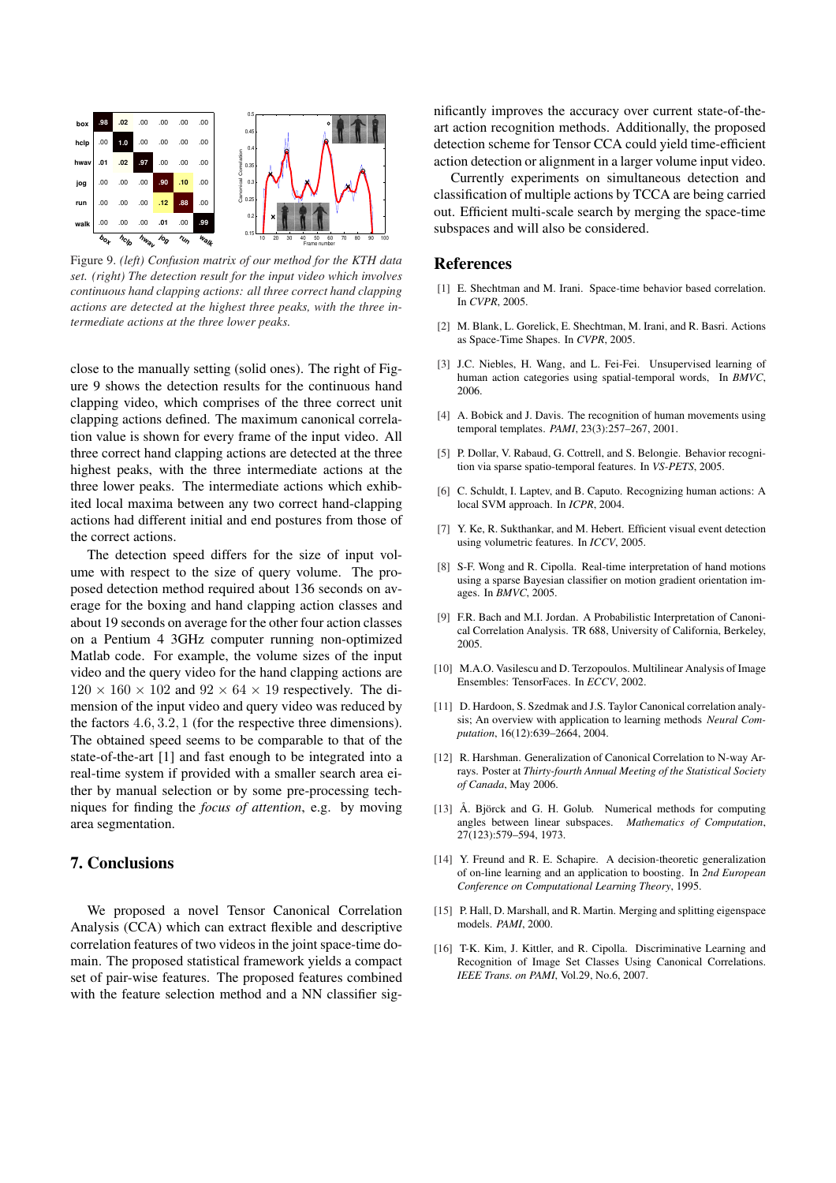box .98 .02 .00 .00 .00 .00
hclp .00 1.0 .00 .00 .00 .00
hwav .01 .02 .97 .00 .00 .00
jog .00 .00 .00 .90 .10 .00
run .00 .00 .00 .12 .88 .00
walk .00 .00 .00 .01 .00 .99
box hclp hwav jog run walk

Canonical Correlation
0.5 0.45 0.4 0.35 0.3 0.25 0.2 0.15
10 20 30 40 50 60 70 80 90 100
Frame number

Figure 9. *(left) Confusion matrix of our method for the KTH data set. (right) The detection result for the input video which involves continuous hand clapping actions: all three correct hand clapping actions are detected at the highest three peaks, with the three intermediate actions at the three lower peaks.*

close to the manually setting (solid ones). The right of Figure 9 shows the detection results for the continuous hand clapping video, which comprises of the three correct unit clapping actions defined. The maximum canonical correlation value is shown for every frame of the input video. All three correct hand clapping actions are detected at the three highest peaks, with the three intermediate actions at the three lower peaks. The intermediate actions which exhibited local maxima between any two correct hand-clapping actions had different initial and end postures from those of the correct actions.

The detection speed differs for the size of input volume with respect to the size of query volume. The proposed detection method required about 136 seconds on average for the boxing and hand clapping action classes and about 19 seconds on average for the other four action classes on a Pentium 4 3GHz computer running non-optimized Matlab code. For example, the volume sizes of the input video and the query video for the hand clapping actions are $120 \times 160 \times 102$ and $92 \times 64 \times 19$ respectively. The dimension of the input video and query video was reduced by the factors $4.6, 3.2, 1$ (for the respective three dimensions). The obtained speed seems to be comparable to that of the state-of-the-art [1] and fast enough to be integrated into a real-time system if provided with a smaller search area either by manual selection or by some pre-processing techniques for finding the *focus of attention*, e.g. by moving area segmentation.

## 7. Conclusions

We proposed a novel Tensor Canonical Correlation Analysis (CCA) which can extract flexible and descriptive correlation features of two videos in the joint space-time domain. The proposed statistical framework yields a compact set of pair-wise features. The proposed features combined with the feature selection method and a NN classifier significantly improves the accuracy over current state-of-the-art action recognition methods. Additionally, the proposed detection scheme for Tensor CCA could yield time-efficient action detection or alignment in a larger volume input video.

Currently experiments on simultaneous detection and classification of multiple actions by TCCA are being carried out. Efficient multi-scale search by merging the space-time subspaces and will also be considered.

## References

[1] E. Shechtman and M. Irani. Space-time behavior based correlation. In *CVPR*, 2005.

[2] M. Blank, L. Gorelick, E. Shechtman, M. Irani, and R. Basri. Actions as Space-Time Shapes. In *CVPR*, 2005.

[3] J.C. Niebles, H. Wang, and L. Fei-Fei. Unsupervised learning of human action categories using spatial-temporal words, In *BMVC*, 2006.

[4] A. Bobick and J. Davis. The recognition of human movements using temporal templates. *PAMI*, 23(3):257–267, 2001.

[5] P. Dollar, V. Rabaud, G. Cottrell, and S. Belongie. Behavior recognition via sparse spatio-temporal features. In *VS-PETS*, 2005.

[6] C. Schuldt, I. Laptev, and B. Caputo. Recognizing human actions: A local SVM approach. In *ICPR*, 2004.

[7] Y. Ke, R. Sukthankar, and M. Hebert. Efficient visual event detection using volumetric features. In *ICCV*, 2005.

[8] S-F. Wong and R. Cipolla. Real-time interpretation of hand motions using a sparse Bayesian classifier on motion gradient orientation images. In *BMVC*, 2005.

[9] F.R. Bach and M.I. Jordan. A Probabilistic Interpretation of Canonical Correlation Analysis. TR 688, University of California, Berkeley, 2005.

[10] M.A.O. Vasilescu and D. Terzopoulos. Multilinear Analysis of Image Ensembles: TensorFaces. In *ECCV*, 2002.

[11] D. Hardoon, S. Szedmak and J.S. Taylor Canonical correlation analysis; An overview with application to learning methods *Neural Computation*, 16(12):639–2664, 2004.

[12] R. Harshman. Generalization of Canonical Correlation to N-way Arrays. Poster at *Thirty-fourth Annual Meeting of the Statistical Society of Canada*, May 2006.

[13] Å. Björck and G. H. Golub. Numerical methods for computing angles between linear subspaces. *Mathematics of Computation*, 27(123):579–594, 1973.

[14] Y. Freund and R. E. Schapire. A decision-theoretic generalization of on-line learning and an application to boosting. In *2nd European Conference on Computational Learning Theory*, 1995.

[15] P. Hall, D. Marshall, and R. Martin. Merging and splitting eigenspace models. *PAMI*, 2000.

[16] T-K. Kim, J. Kittler, and R. Cipolla. Discriminative Learning and Recognition of Image Set Classes Using Canonical Correlations. *IEEE Trans. on PAMI*, Vol.29, No.6, 2007.